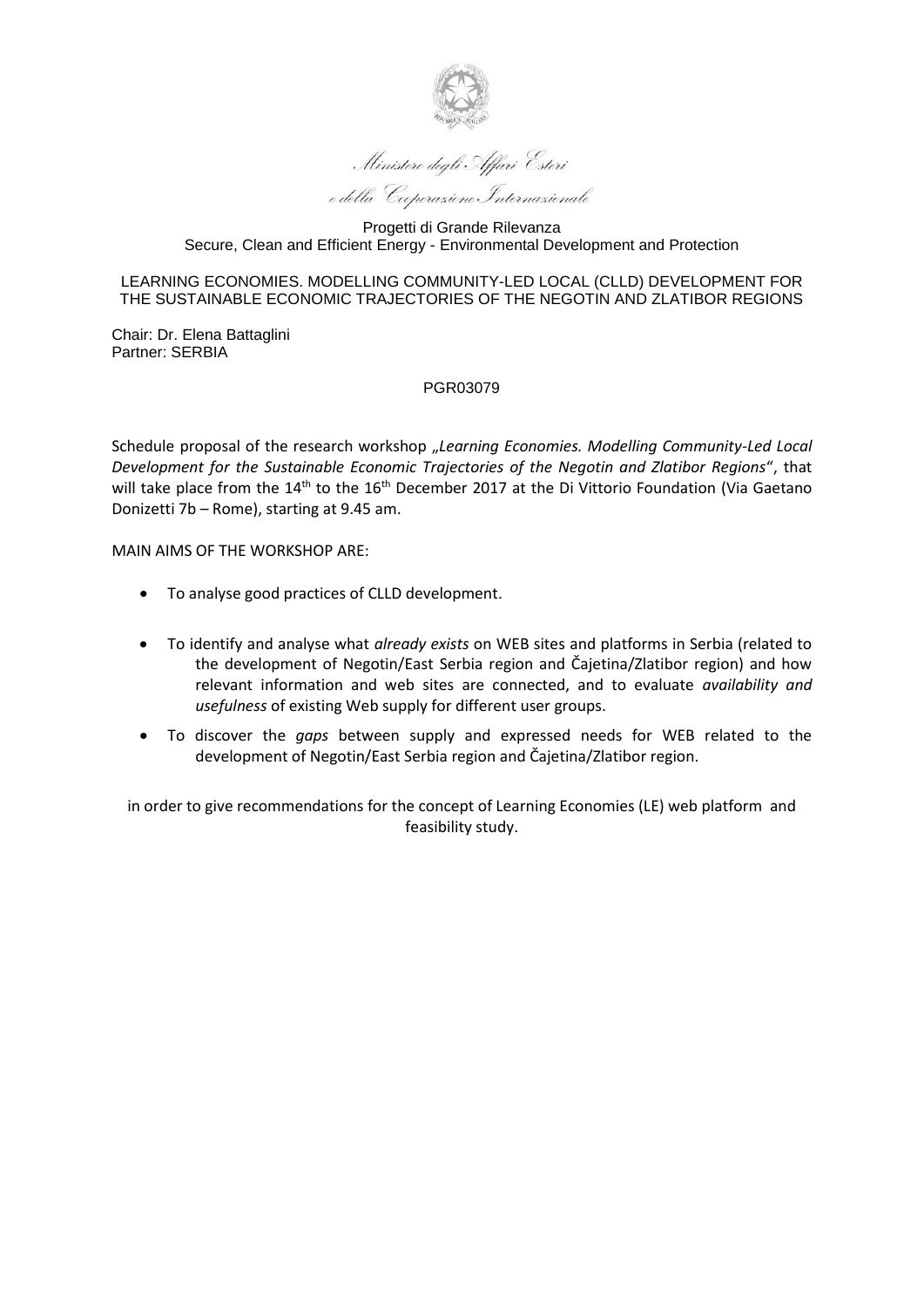*Ministero degli Affari Esteri*
*e della Cooperazione Internazionale*

Progetti di Grande Rilevanza
Secure, Clean and Efficient Energy - Environmental Development and Protection

LEARNING ECONOMIES. MODELLING COMMUNITY-LED LOCAL (CLLD) DEVELOPMENT FOR THE SUSTAINABLE ECONOMIC TRAJECTORIES OF THE NEGOTIN AND ZLATIBOR REGIONS

Chair: Dr. Elena Battaglini
Partner: SERBIA

PGR03079

Schedule proposal of the research workshop „*Learning Economies. Modelling Community-Led Local Development for the Sustainable Economic Trajectories of the Negotin and Zlatibor Regions*", that will take place from the 14th to the 16th December 2017 at the Di Vittorio Foundation (Via Gaetano Donizetti 7b – Rome), starting at 9.45 am.

MAIN AIMS OF THE WORKSHOP ARE:

- To analyse good practices of CLLD development.
- To identify and analyse what *already exists* on WEB sites and platforms in Serbia (related to the development of Negotin/East Serbia region and Čajetina/Zlatibor region) and how relevant information and web sites are connected, and to evaluate *availability and usefulness* of existing Web supply for different user groups.
- To discover the *gaps* between supply and expressed needs for WEB related to the development of Negotin/East Serbia region and Čajetina/Zlatibor region.

in order to give recommendations for the concept of Learning Economies (LE) web platform and feasibility study.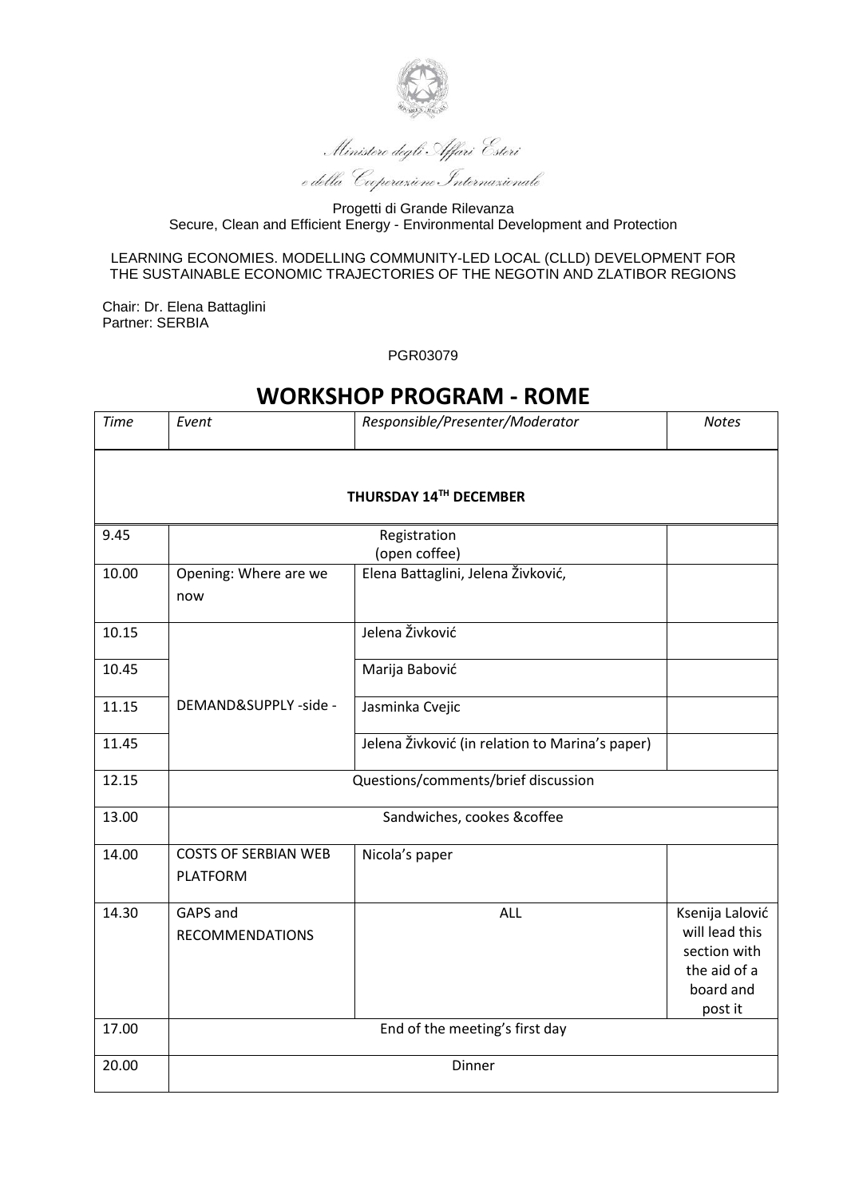Ministero degli Affari Esteri
e della Cooperazione Internazionale

Progetti di Grande Rilevanza
Secure, Clean and Efficient Energy - Environmental Development and Protection

LEARNING ECONOMIES. MODELLING COMMUNITY-LED LOCAL (CLLD) DEVELOPMENT FOR THE SUSTAINABLE ECONOMIC TRAJECTORIES OF THE NEGOTIN AND ZLATIBOR REGIONS

Chair: Dr. Elena Battaglini
Partner: SERBIA

PGR03079

# WORKSHOP PROGRAM - ROME

| *Time* | *Event* | *Responsible/Presenter/Moderator* | *Notes* |
|---|---|---|---|
| **THURSDAY 14TH DECEMBER** | | | |
| 9.45 | Registration (open coffee) | | |
| 10.00 | Opening: Where are we now | Elena Battaglini, Jelena Živković, | |
| 10.15 | DEMAND&SUPPLY -side - | Jelena Živković | |
| 10.45 | | Marija Babović | |
| 11.15 | | Jasminka Cvejic | |
| 11.45 | | Jelena Živković (in relation to Marina's paper) | |
| 12.15 | Questions/comments/brief discussion | | |
| 13.00 | Sandwiches, cookes &coffee | | |
| 14.00 | COSTS OF SERBIAN WEB PLATFORM | Nicola's paper | |
| 14.30 | GAPS and RECOMMENDATIONS | ALL | Ksenija Lalović will lead this section with the aid of a board and post it |
| 17.00 | End of the meeting's first day | | |
| 20.00 | Dinner | | |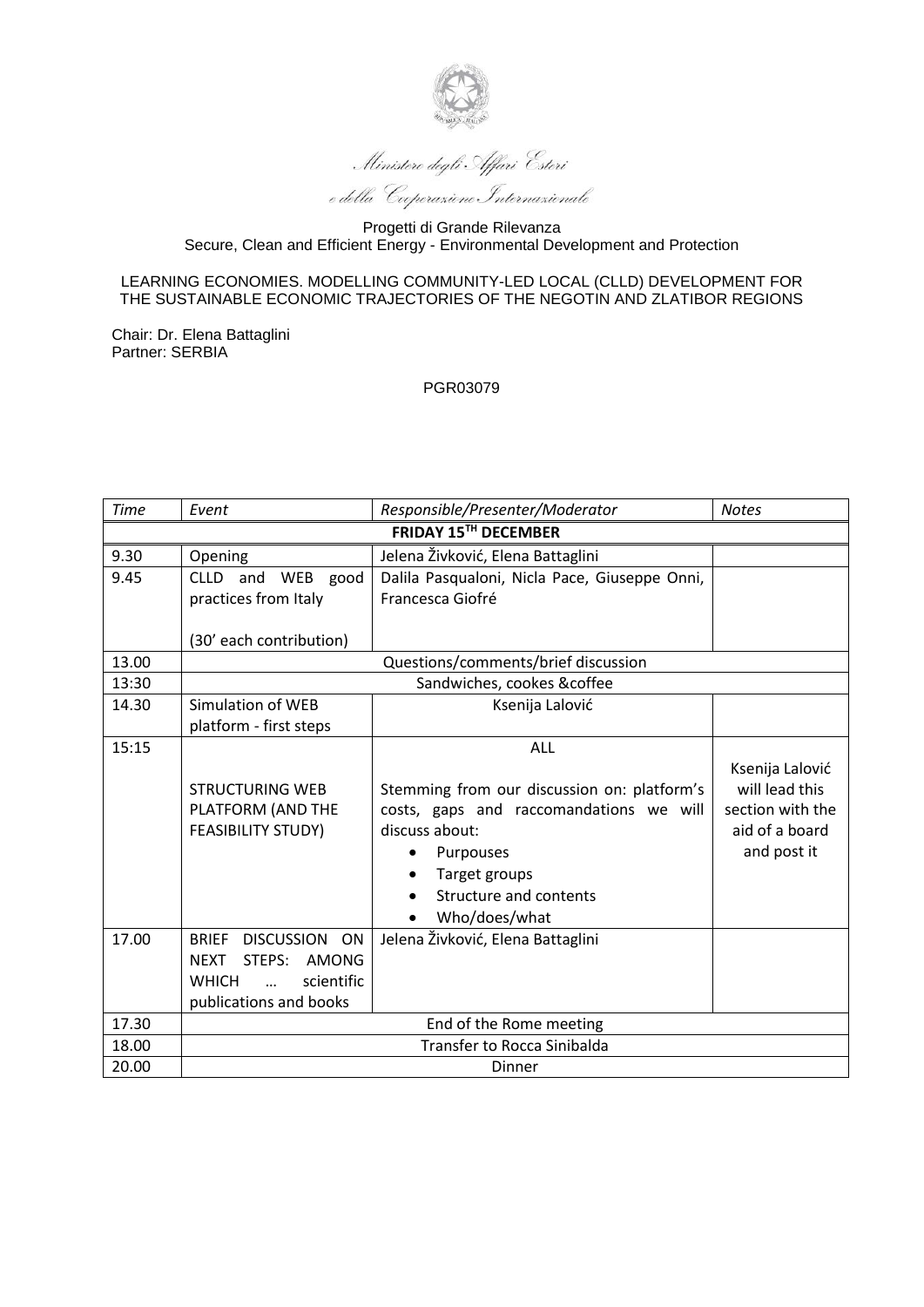*Ministero degli Affari Esteri*

*e della Cooperazione Internazionale*

Progetti di Grande Rilevanza
Secure, Clean and Efficient Energy - Environmental Development and Protection

LEARNING ECONOMIES. MODELLING COMMUNITY-LED LOCAL (CLLD) DEVELOPMENT FOR THE SUSTAINABLE ECONOMIC TRAJECTORIES OF THE NEGOTIN AND ZLATIBOR REGIONS

Chair: Dr. Elena Battaglini
Partner: SERBIA

PGR03079

| *Time* | *Event* | *Responsible/Presenter/Moderator* | *Notes* |
|---|---|---|---|
| **FRIDAY 15TH DECEMBER** | | | |
| 9.30 | Opening | Jelena Živković, Elena Battaglini | |
| 9.45 | CLLD and WEB good practices from Italy<br><br>(30' each contribution) | Dalila Pasqualoni, Nicla Pace, Giuseppe Onni, Francesca Giofré | |
| 13.00 | Questions/comments/brief discussion | | |
| 13:30 | Sandwiches, cookes &coffee | | |
| 14.30 | Simulation of WEB platform - first steps | Ksenija Lalović | |
| 15:15 | STRUCTURING WEB PLATFORM (AND THE FEASIBILITY STUDY) | ALL<br><br>Stemming from our discussion on: platform's costs, gaps and raccomandations we will discuss about:<br>• Purpouses<br>• Target groups<br>• Structure and contents<br>• Who/does/what | Ksenija Lalović will lead this section with the aid of a board and post it |
| 17.00 | BRIEF DISCUSSION ON NEXT STEPS: AMONG WHICH … scientific publications and books | Jelena Živković, Elena Battaglini | |
| 17.30 | End of the Rome meeting | | |
| 18.00 | Transfer to Rocca Sinibalda | | |
| 20.00 | Dinner | | |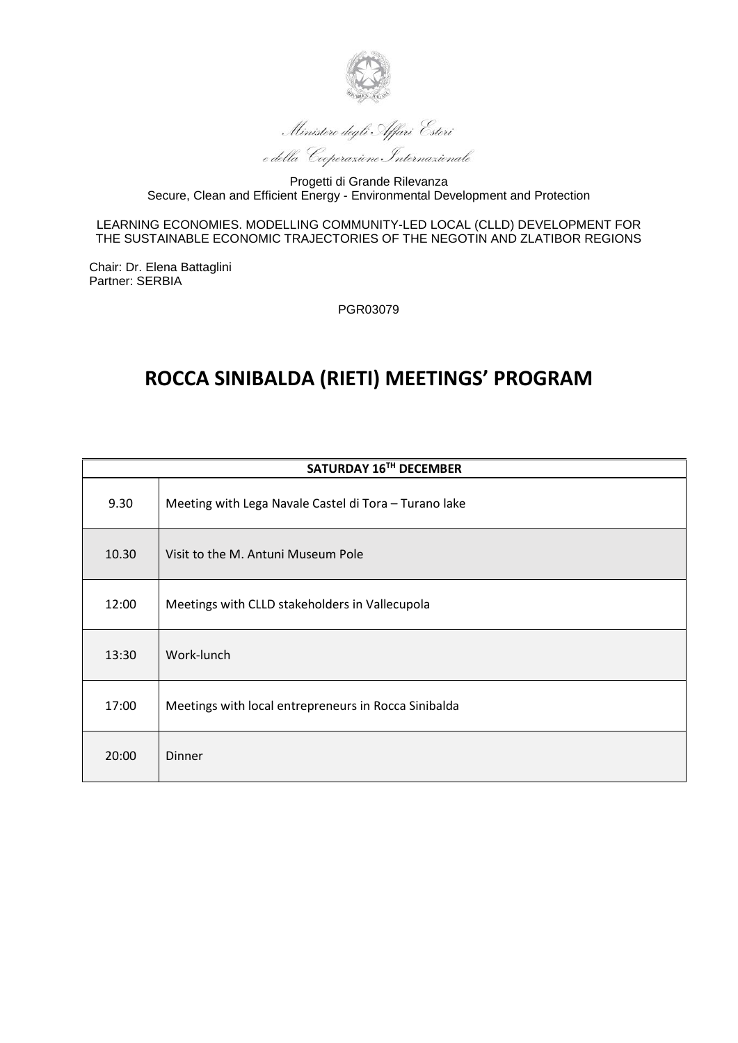Ministero degli Affari Esteri
e della Cooperazione Internazionale

Progetti di Grande Rilevanza
Secure, Clean and Efficient Energy - Environmental Development and Protection

LEARNING ECONOMIES. MODELLING COMMUNITY-LED LOCAL (CLLD) DEVELOPMENT FOR THE SUSTAINABLE ECONOMIC TRAJECTORIES OF THE NEGOTIN AND ZLATIBOR REGIONS

Chair: Dr. Elena Battaglini
Partner: SERBIA

PGR03079

# ROCCA SINIBALDA (RIETI) MEETINGS' PROGRAM

| SATURDAY 16TH DECEMBER | |
|---|---|
| 9.30 | Meeting with Lega Navale Castel di Tora – Turano lake |
| 10.30 | Visit to the M. Antuni Museum Pole |
| 12:00 | Meetings with CLLD stakeholders in Vallecupola |
| 13:30 | Work-lunch |
| 17:00 | Meetings with local entrepreneurs in Rocca Sinibalda |
| 20:00 | Dinner |